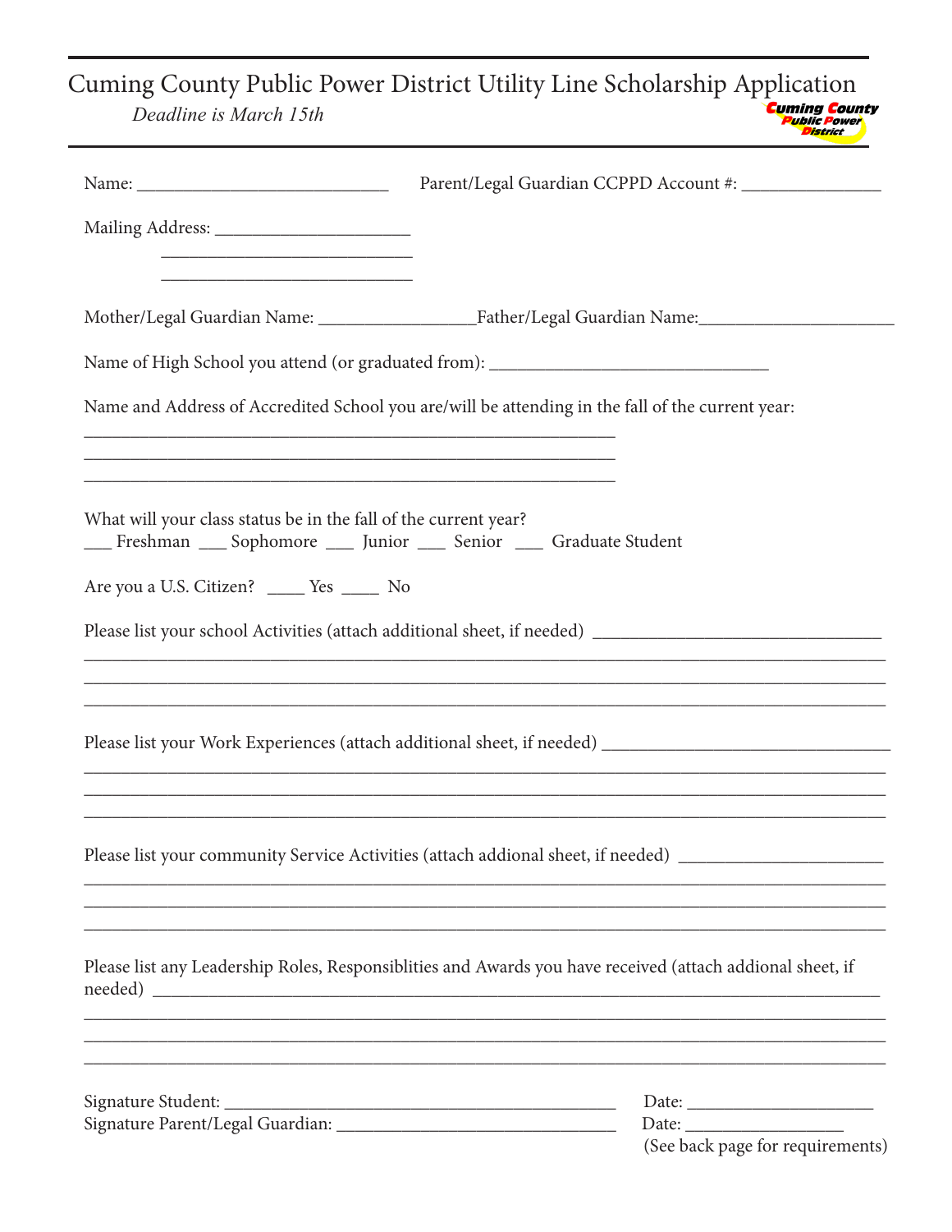# Cuming County Public Power District Utility Line Scholarship Application

*Deadline is March 15th*

Cuming County Public Power District

Name: ___________________________ Parent/Legal Guardian CCPPD Account #: _______________

Mailing Address: _____________________

___________________________

___________________________

Mother/Legal Guardian Name: _________________Father/Legal Guardian Name:_____________________

Name of High School you attend (or graduated from): ______________________________

Name and Address of Accredited School you are/will be attending in the fall of the current year:

___________________________________________________________

___________________________________________________________

___________________________________________________________

What will your class status be in the fall of the current year?

___ Freshman ___ Sophomore ___ Junior ___ Senior ___ Graduate Student

Are you a U.S. Citizen? ____ Yes ____ No

Please list your school Activities (attach additional sheet, if needed) _______________________________

_____________________________________________________________________________________

_____________________________________________________________________________________

_____________________________________________________________________________________

Please list your Work Experiences (attach additional sheet, if needed) _______________________________

_____________________________________________________________________________________

_____________________________________________________________________________________

_____________________________________________________________________________________

Please list your community Service Activities (attach addional sheet, if needed) ______________________

_____________________________________________________________________________________

_____________________________________________________________________________________

_____________________________________________________________________________________

Please list any Leadership Roles, Responsiblities and Awards you have received (attach addional sheet, if needed) _____________________________________________________________________________

_____________________________________________________________________________________

_____________________________________________________________________________________

_____________________________________________________________________________________

Signature Student: __________________________________________ Date: ____________________

Signature Parent/Legal Guardian: ______________________________ Date: _________________

(See back page for requirements)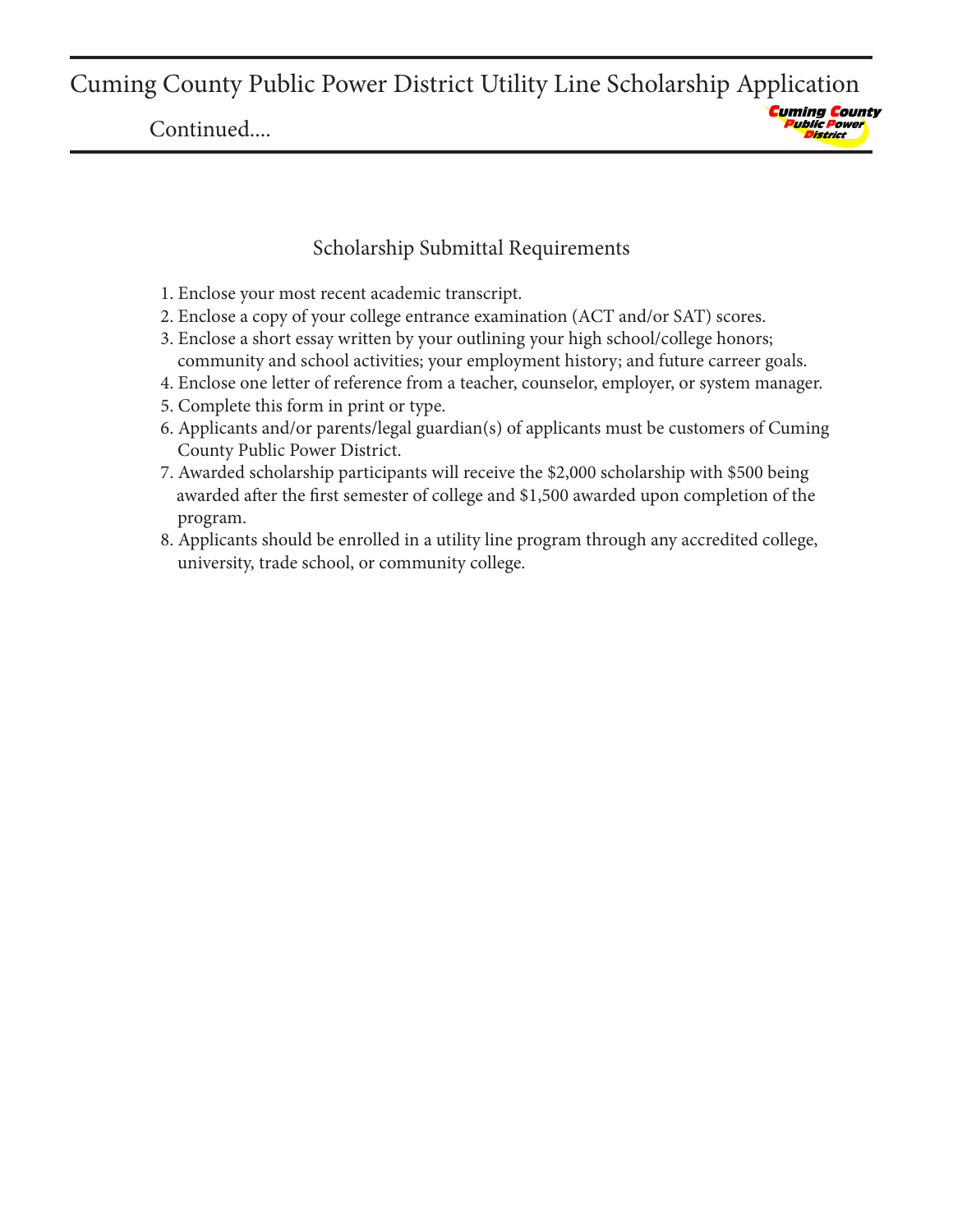# Cuming County Public Power District Utility Line Scholarship Application

Continued....

## Scholarship Submittal Requirements

1. Enclose your most recent academic transcript.
2. Enclose a copy of your college entrance examination (ACT and/or SAT) scores.
3. Enclose a short essay written by your outlining your high school/college honors; community and school activities; your employment history; and future carreer goals.
4. Enclose one letter of reference from a teacher, counselor, employer, or system manager.
5. Complete this form in print or type.
6. Applicants and/or parents/legal guardian(s) of applicants must be customers of Cuming County Public Power District.
7. Awarded scholarship participants will receive the $2,000 scholarship with $500 being awarded after the first semester of college and $1,500 awarded upon completion of the program.
8. Applicants should be enrolled in a utility line program through any accredited college, university, trade school, or community college.